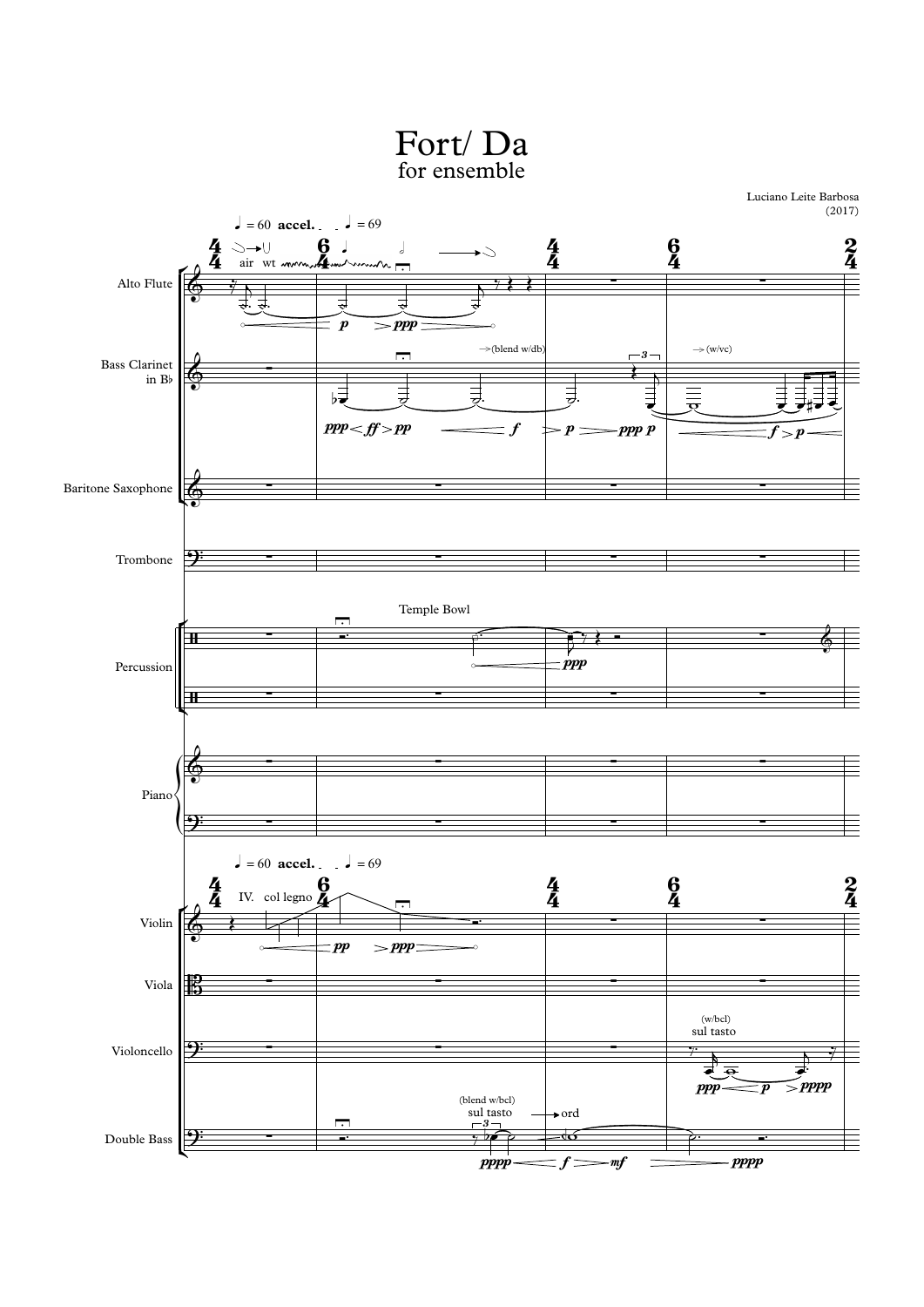# Fort/ Da

for ensemble

Luciano Leite Barbosa
(2017)